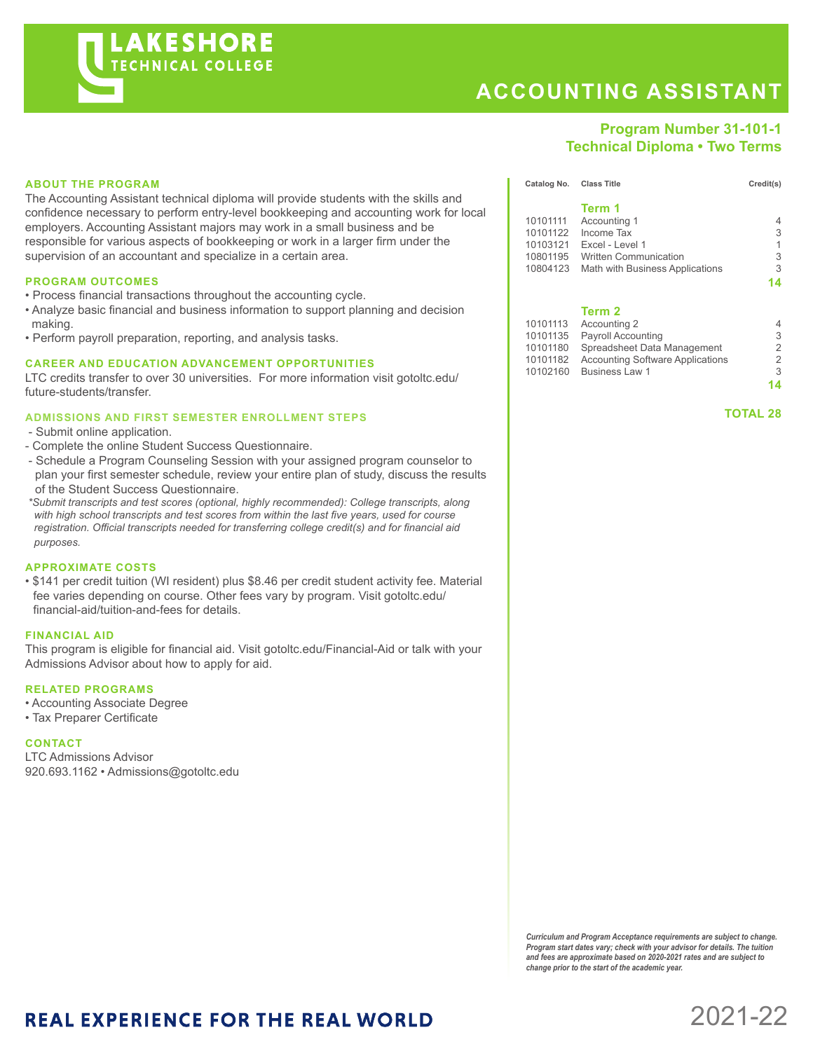# LAKESHORE TECHNICAL COLLEGE

# ACCOUNTING ASSISTANT

**Program Number 31-101-1**
**Technical Diploma • Two Terms**

## ABOUT THE PROGRAM

The Accounting Assistant technical diploma will provide students with the skills and confidence necessary to perform entry-level bookkeeping and accounting work for local employers. Accounting Assistant majors may work in a small business and be responsible for various aspects of bookkeeping or work in a larger firm under the supervision of an accountant and specialize in a certain area.

## PROGRAM OUTCOMES

- Process financial transactions throughout the accounting cycle.
- Analyze basic financial and business information to support planning and decision making.
- Perform payroll preparation, reporting, and analysis tasks.

## CAREER AND EDUCATION ADVANCEMENT OPPORTUNITIES

LTC credits transfer to over 30 universities. For more information visit gotoltc.edu/future-students/transfer.

## ADMISSIONS AND FIRST SEMESTER ENROLLMENT STEPS

- Submit online application.
- Complete the online Student Success Questionnaire.
- Schedule a Program Counseling Session with your assigned program counselor to plan your first semester schedule, review your entire plan of study, discuss the results of the Student Success Questionnaire.

*\*Submit transcripts and test scores (optional, highly recommended): College transcripts, along with high school transcripts and test scores from within the last five years, used for course registration. Official transcripts needed for transferring college credit(s) and for financial aid purposes.*

## APPROXIMATE COSTS

- $141 per credit tuition (WI resident) plus $8.46 per credit student activity fee. Material fee varies depending on course. Other fees vary by program. Visit gotoltc.edu/financial-aid/tuition-and-fees for details.

## FINANCIAL AID

This program is eligible for financial aid. Visit gotoltc.edu/Financial-Aid or talk with your Admissions Advisor about how to apply for aid.

## RELATED PROGRAMS

- Accounting Associate Degree
- Tax Preparer Certificate

## CONTACT

LTC Admissions Advisor
920.693.1162 • Admissions@gotoltc.edu

| Catalog No. | Class Title | Credit(s) |
|---|---|---|
| | **Term 1** | |
| 10101111 | Accounting 1 | 4 |
| 10101122 | Income Tax | 3 |
| 10103121 | Excel - Level 1 | 1 |
| 10801195 | Written Communication | 3 |
| 10804123 | Math with Business Applications | 3 |
| | | **14** |
| | **Term 2** | |
| 10101113 | Accounting 2 | 4 |
| 10101135 | Payroll Accounting | 3 |
| 10101180 | Spreadsheet Data Management | 2 |
| 10101182 | Accounting Software Applications | 2 |
| 10102160 | Business Law 1 | 3 |
| | | **14** |
| | | **TOTAL 28** |

*Curriculum and Program Acceptance requirements are subject to change. Program start dates vary; check with your advisor for details. The tuition and fees are approximate based on 2020-2021 rates and are subject to change prior to the start of the academic year.*

**REAL EXPERIENCE FOR THE REAL WORLD**

2021-22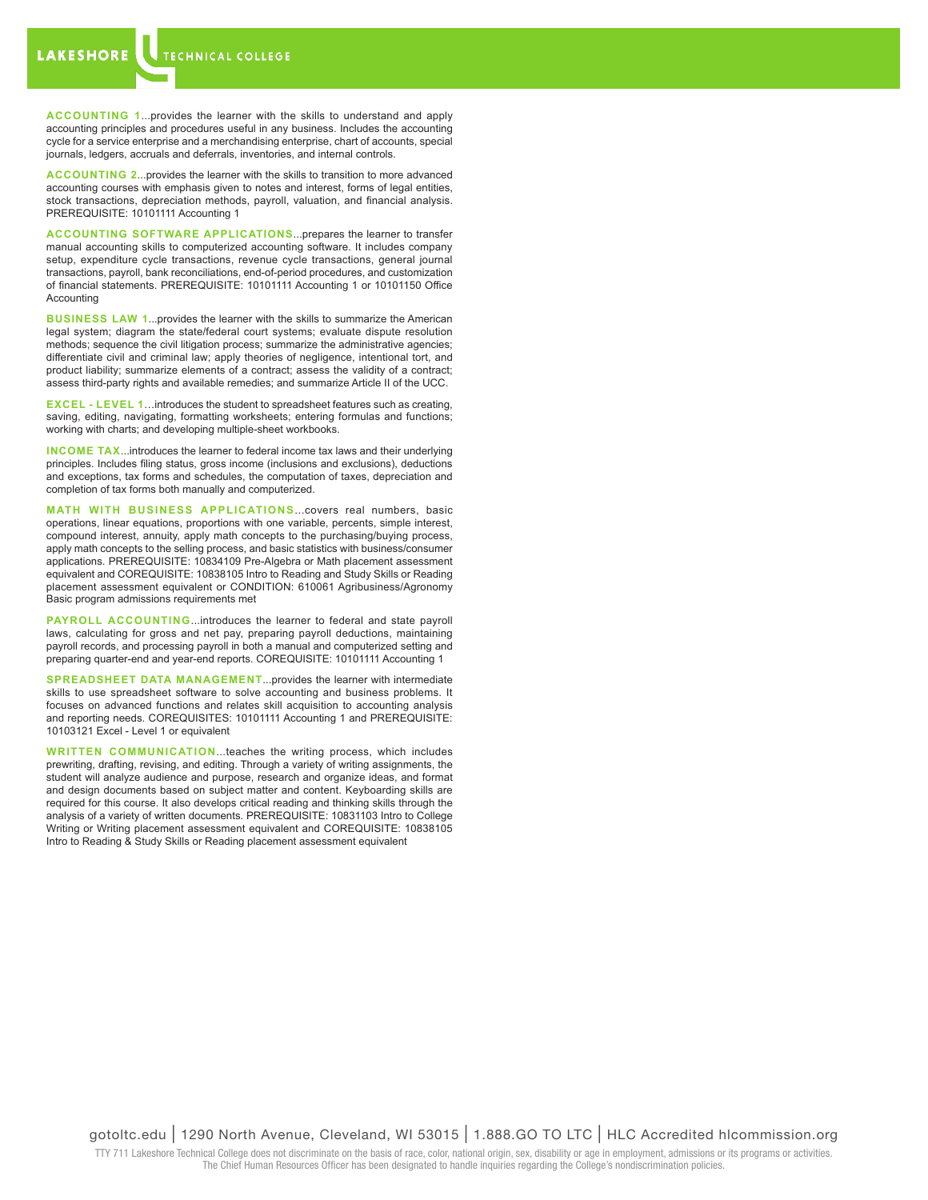**ACCOUNTING 1**...provides the learner with the skills to understand and apply accounting principles and procedures useful in any business. Includes the accounting cycle for a service enterprise and a merchandising enterprise, chart of accounts, special journals, ledgers, accruals and deferrals, inventories, and internal controls.

**ACCOUNTING 2**...provides the learner with the skills to transition to more advanced accounting courses with emphasis given to notes and interest, forms of legal entities, stock transactions, depreciation methods, payroll, valuation, and financial analysis. PREREQUISITE: 10101111 Accounting 1

**ACCOUNTING SOFTWARE APPLICATIONS**...prepares the learner to transfer manual accounting skills to computerized accounting software. It includes company setup, expenditure cycle transactions, revenue cycle transactions, general journal transactions, payroll, bank reconciliations, end-of-period procedures, and customization of financial statements. PREREQUISITE: 10101111 Accounting 1 or 10101150 Office Accounting

**BUSINESS LAW 1**...provides the learner with the skills to summarize the American legal system; diagram the state/federal court systems; evaluate dispute resolution methods; sequence the civil litigation process; summarize the administrative agencies; differentiate civil and criminal law; apply theories of negligence, intentional tort, and product liability; summarize elements of a contract; assess the validity of a contract; assess third-party rights and available remedies; and summarize Article II of the UCC.

**EXCEL - LEVEL 1**…introduces the student to spreadsheet features such as creating, saving, editing, navigating, formatting worksheets; entering formulas and functions; working with charts; and developing multiple-sheet workbooks.

**INCOME TAX**...introduces the learner to federal income tax laws and their underlying principles. Includes filing status, gross income (inclusions and exclusions), deductions and exceptions, tax forms and schedules, the computation of taxes, depreciation and completion of tax forms both manually and computerized.

**MATH WITH BUSINESS APPLICATIONS**...covers real numbers, basic operations, linear equations, proportions with one variable, percents, simple interest, compound interest, annuity, apply math concepts to the purchasing/buying process, apply math concepts to the selling process, and basic statistics with business/consumer applications. PREREQUISITE: 10834109 Pre-Algebra or Math placement assessment equivalent and COREQUISITE: 10838105 Intro to Reading and Study Skills or Reading placement assessment equivalent or CONDITION: 610061 Agribusiness/Agronomy Basic program admissions requirements met

**PAYROLL ACCOUNTING**...introduces the learner to federal and state payroll laws, calculating for gross and net pay, preparing payroll deductions, maintaining payroll records, and processing payroll in both a manual and computerized setting and preparing quarter-end and year-end reports. COREQUISITE: 10101111 Accounting 1

**SPREADSHEET DATA MANAGEMENT**...provides the learner with intermediate skills to use spreadsheet software to solve accounting and business problems. It focuses on advanced functions and relates skill acquisition to accounting analysis and reporting needs. COREQUISITES: 10101111 Accounting 1 and PREREQUISITE: 10103121 Excel - Level 1 or equivalent

**WRITTEN COMMUNICATION**...teaches the writing process, which includes prewriting, drafting, revising, and editing. Through a variety of writing assignments, the student will analyze audience and purpose, research and organize ideas, and format and design documents based on subject matter and content. Keyboarding skills are required for this course. It also develops critical reading and thinking skills through the analysis of a variety of written documents. PREREQUISITE: 10831103 Intro to College Writing or Writing placement assessment equivalent and COREQUISITE: 10838105 Intro to Reading & Study Skills or Reading placement assessment equivalent